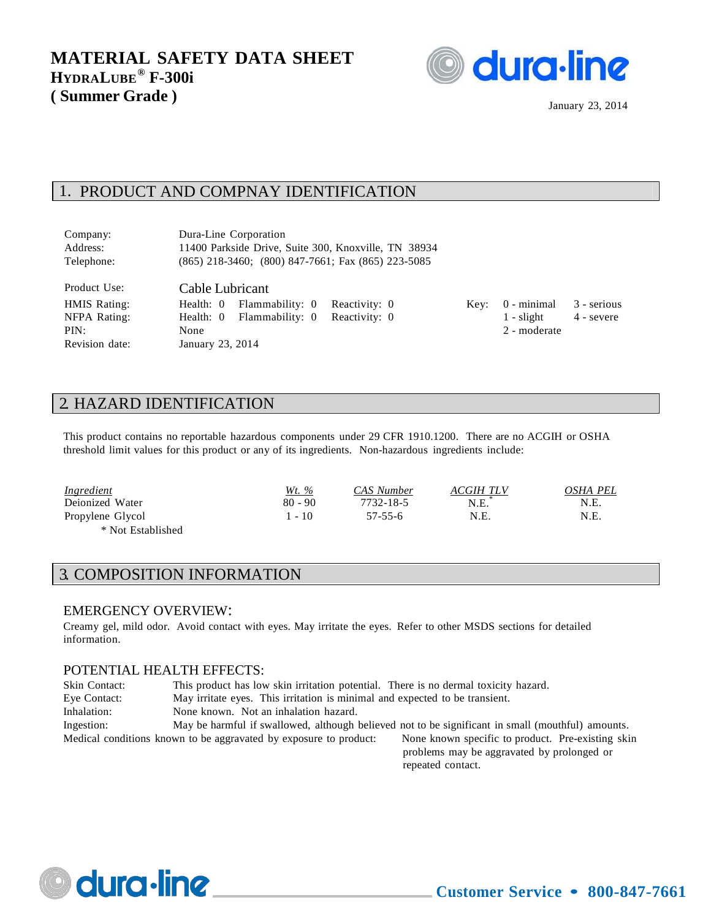# MATERIAL SAFETY DATA SHEET
## HYDRALUBE® F-300i
## ( Summer Grade )

January 23, 2014

## 1. PRODUCT AND COMPNAY IDENTIFICATION

| | | | | | | |
|---|---|---|---|---|---|---|
| Company: | Dura-Line Corporation | | | | | |
| Address: | 11400 Parkside Drive, Suite 300, Knoxville, TN 38934 | | | | | |
| Telephone: | (865) 218-3460; (800) 847-7661; Fax (865) 223-5085 | | | | | |
| Product Use: | Cable Lubricant | | | | | |
| HMIS Rating: | Health: 0 | Flammability: 0 | Reactivity: 0 | Key: | 0 - minimal | 3 - serious |
| NFPA Rating: | Health: 0 | Flammability: 0 | Reactivity: 0 | | 1 - slight | 4 - severe |
| PIN: | None | | | | 2 - moderate | |
| Revision date: | January 23, 2014 | | | | | |

## 2. HAZARD IDENTIFICATION

This product contains no reportable hazardous components under 29 CFR 1910.1200. There are no ACGIH or OSHA threshold limit values for this product or any of its ingredients. Non-hazardous ingredients include:

| *Ingredient* | *Wt. %* | *CAS Number* | *ACGIH TLV* | *OSHA PEL* |
|---|---|---|---|---|
| Deionized Water | 80 - 90 | 7732-18-5 | N.E.* | N.E. |
| Propylene Glycol | 1 - 10 | 57-55-6 | N.E. | N.E. |

\* Not Established

## 3. COMPOSITION INFORMATION

### EMERGENCY OVERVIEW:

Creamy gel, mild odor. Avoid contact with eyes. May irritate the eyes. Refer to other MSDS sections for detailed information.

### POTENTIAL HEALTH EFFECTS:

Skin Contact: This product has low skin irritation potential. There is no dermal toxicity hazard.

Eye Contact: May irritate eyes. This irritation is minimal and expected to be transient.

Inhalation: None known. Not an inhalation hazard.

Ingestion: May be harmful if swallowed, although believed not to be significant in small (mouthful) amounts.

Medical conditions known to be aggravated by exposure to product: None known specific to product. Pre-existing skin problems may be aggravated by prolonged or repeated contact.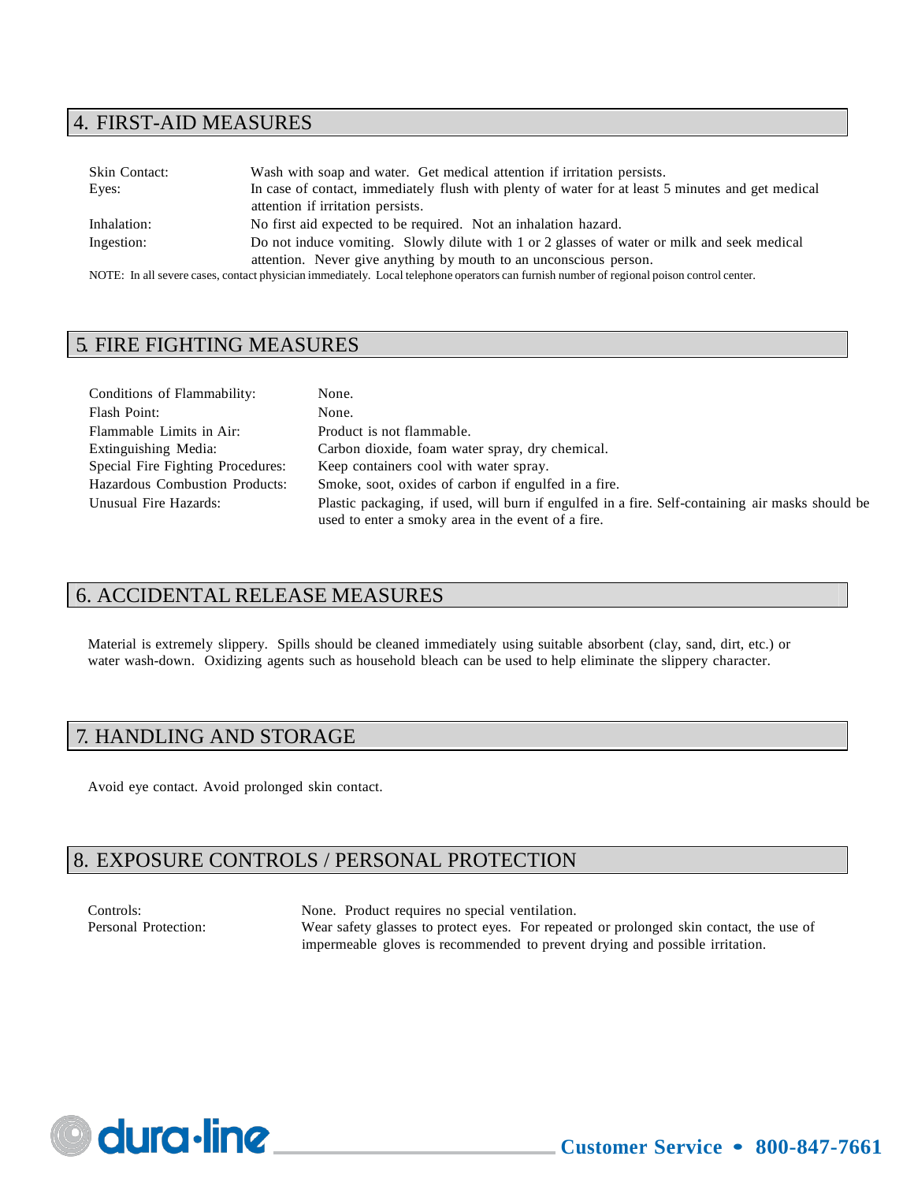## 4. FIRST-AID MEASURES

| | |
|---|---|
| Skin Contact: | Wash with soap and water. Get medical attention if irritation persists. |
| Eyes: | In case of contact, immediately flush with plenty of water for at least 5 minutes and get medical attention if irritation persists. |
| Inhalation: | No first aid expected to be required. Not an inhalation hazard. |
| Ingestion: | Do not induce vomiting. Slowly dilute with 1 or 2 glasses of water or milk and seek medical attention. Never give anything by mouth to an unconscious person. |

NOTE: In all severe cases, contact physician immediately. Local telephone operators can furnish number of regional poison control center.

## 5. FIRE FIGHTING MEASURES

| | |
|---|---|
| Conditions of Flammability: | None. |
| Flash Point: | None. |
| Flammable Limits in Air: | Product is not flammable. |
| Extinguishing Media: | Carbon dioxide, foam water spray, dry chemical. |
| Special Fire Fighting Procedures: | Keep containers cool with water spray. |
| Hazardous Combustion Products: | Smoke, soot, oxides of carbon if engulfed in a fire. |
| Unusual Fire Hazards: | Plastic packaging, if used, will burn if engulfed in a fire. Self-containing air masks should be used to enter a smoky area in the event of a fire. |

## 6. ACCIDENTAL RELEASE MEASURES

Material is extremely slippery. Spills should be cleaned immediately using suitable absorbent (clay, sand, dirt, etc.) or water wash-down. Oxidizing agents such as household bleach can be used to help eliminate the slippery character.

## 7. HANDLING AND STORAGE

Avoid eye contact. Avoid prolonged skin contact.

## 8. EXPOSURE CONTROLS / PERSONAL PROTECTION

| | |
|---|---|
| Controls: | None. Product requires no special ventilation. |
| Personal Protection: | Wear safety glasses to protect eyes. For repeated or prolonged skin contact, the use of impermeable gloves is recommended to prevent drying and possible irritation. |

dura-line **Customer Service • 800-847-7661**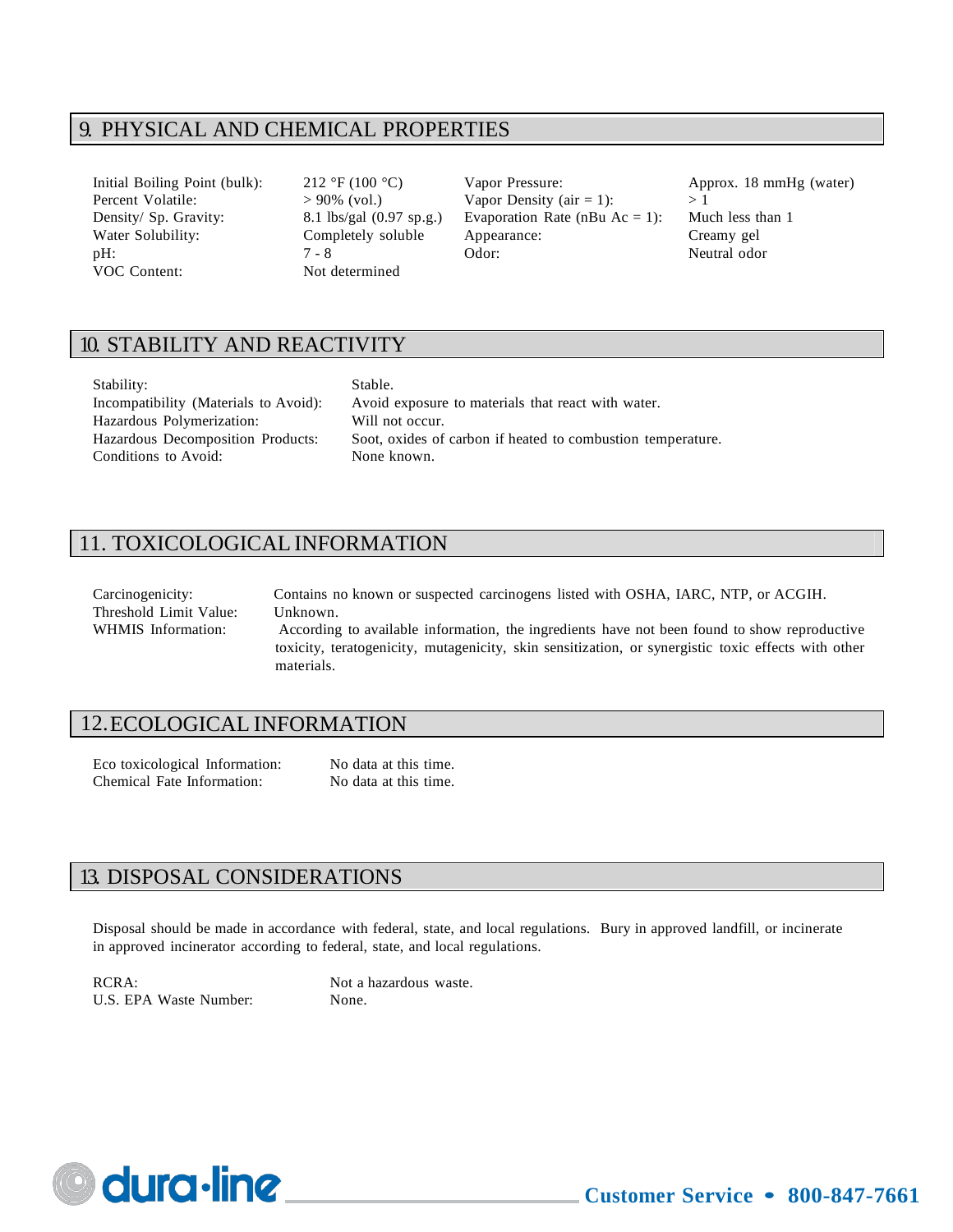## 9. PHYSICAL AND CHEMICAL PROPERTIES

| | | | |
|---|---|---|---|
| Initial Boiling Point (bulk): | 212 °F (100 °C) | Vapor Pressure: | Approx. 18 mmHg (water) |
| Percent Volatile: | > 90% (vol.) | Vapor Density (air = 1): | > 1 |
| Density/ Sp. Gravity: | 8.1 lbs/gal (0.97 sp.g.) | Evaporation Rate (nBu Ac = 1): | Much less than 1 |
| Water Solubility: | Completely soluble | Appearance: | Creamy gel |
| pH: | 7 - 8 | Odor: | Neutral odor |
| VOC Content: | Not determined | | |

## 10. STABILITY AND REACTIVITY

| | |
|---|---|
| Stability: | Stable. |
| Incompatibility (Materials to Avoid): | Avoid exposure to materials that react with water. |
| Hazardous Polymerization: | Will not occur. |
| Hazardous Decomposition Products: | Soot, oxides of carbon if heated to combustion temperature. |
| Conditions to Avoid: | None known. |

## 11. TOXICOLOGICAL INFORMATION

| | |
|---|---|
| Carcinogenicity: | Contains no known or suspected carcinogens listed with OSHA, IARC, NTP, or ACGIH. |
| Threshold Limit Value: | Unknown. |
| WHMIS Information: | According to available information, the ingredients have not been found to show reproductive toxicity, teratogenicity, mutagenicity, skin sensitization, or synergistic toxic effects with other materials. |

## 12. ECOLOGICAL INFORMATION

| | |
|---|---|
| Eco toxicological Information: | No data at this time. |
| Chemical Fate Information: | No data at this time. |

## 13. DISPOSAL CONSIDERATIONS

Disposal should be made in accordance with federal, state, and local regulations. Bury in approved landfill, or incinerate in approved incinerator according to federal, state, and local regulations.

| | |
|---|---|
| RCRA: | Not a hazardous waste. |
| U.S. EPA Waste Number: | None. |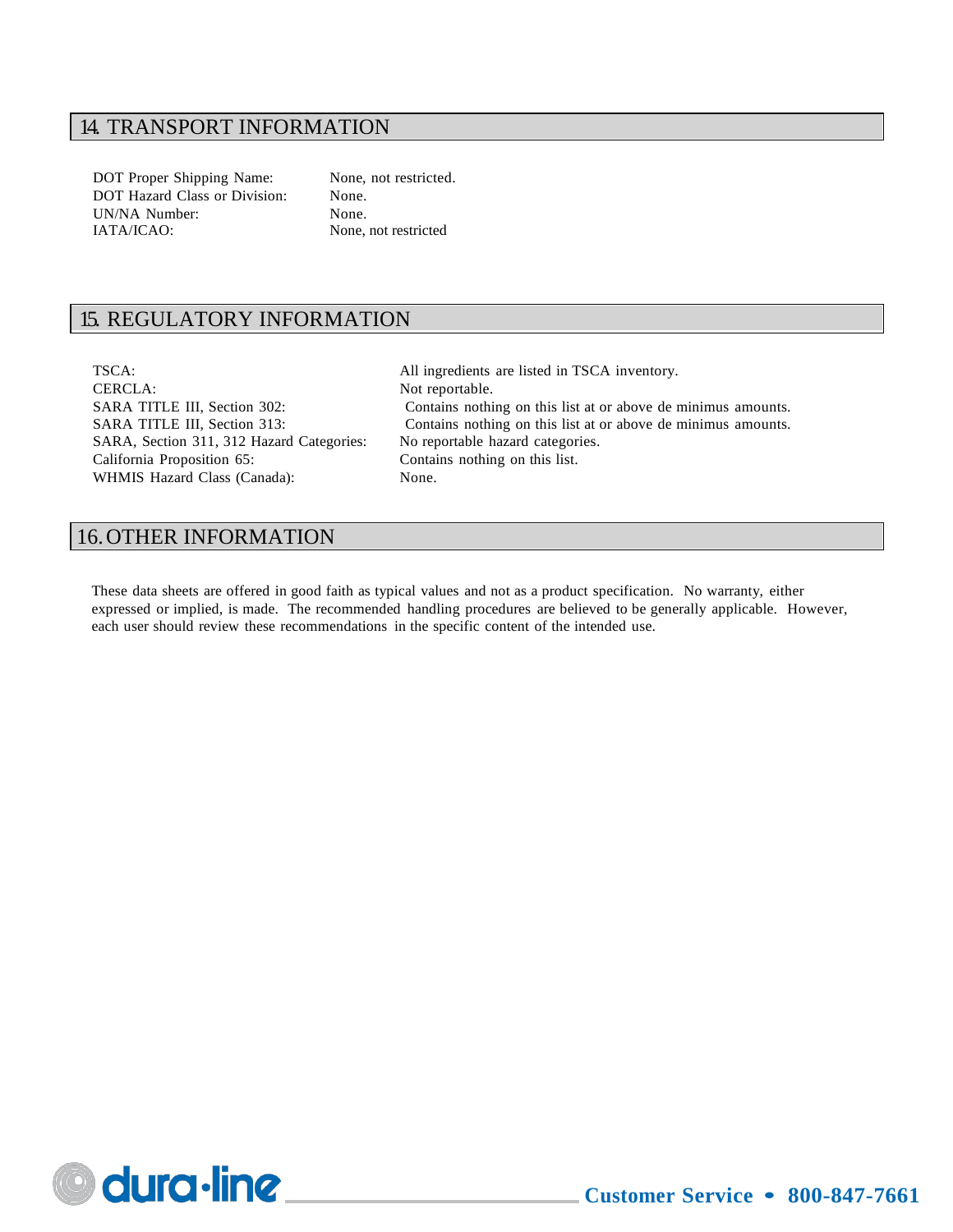## 14. TRANSPORT INFORMATION

| | |
|---|---|
| DOT Proper Shipping Name: | None, not restricted. |
| DOT Hazard Class or Division: | None. |
| UN/NA Number: | None. |
| IATA/ICAO: | None, not restricted |

## 15. REGULATORY INFORMATION

| | |
|---|---|
| TSCA: | All ingredients are listed in TSCA inventory. |
| CERCLA: | Not reportable. |
| SARA TITLE III, Section 302: | Contains nothing on this list at or above de minimus amounts. |
| SARA TITLE III, Section 313: | Contains nothing on this list at or above de minimus amounts. |
| SARA, Section 311, 312 Hazard Categories: | No reportable hazard categories. |
| California Proposition 65: | Contains nothing on this list. |
| WHMIS Hazard Class (Canada): | None. |

## 16. OTHER INFORMATION

These data sheets are offered in good faith as typical values and not as a product specification. No warranty, either expressed or implied, is made. The recommended handling procedures are believed to be generally applicable. However, each user should review these recommendations in the specific content of the intended use.

dura-line **Customer Service • 800-847-7661**